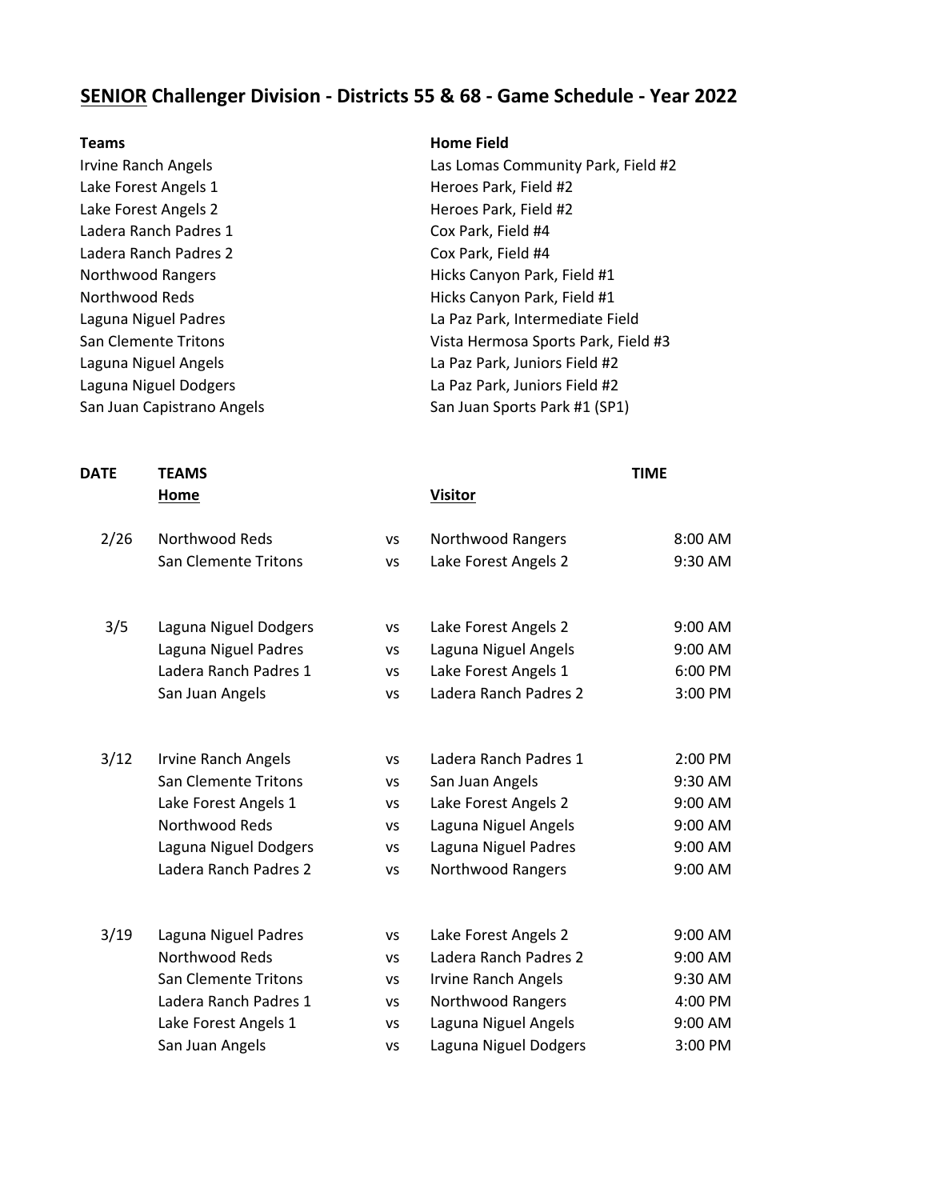# **SENIOR** Challenger Division - Districts 55 & 68 - Game Schedule - Year 2022

| **Teams** | **Home Field** |
|---|---|
| Irvine Ranch Angels | Las Lomas Community Park, Field #2 |
| Lake Forest Angels 1 | Heroes Park, Field #2 |
| Lake Forest Angels 2 | Heroes Park, Field #2 |
| Ladera Ranch Padres 1 | Cox Park, Field #4 |
| Ladera Ranch Padres 2 | Cox Park, Field #4 |
| Northwood Rangers | Hicks Canyon Park, Field #1 |
| Northwood Reds | Hicks Canyon Park, Field #1 |
| Laguna Niguel Padres | La Paz Park, Intermediate Field |
| San Clemente Tritons | Vista Hermosa Sports Park, Field #3 |
| Laguna Niguel Angels | La Paz Park, Juniors Field #2 |
| Laguna Niguel Dodgers | La Paz Park, Juniors Field #2 |
| San Juan Capistrano Angels | San Juan Sports Park #1 (SP1) |

| **DATE** | **TEAMS** | | | **TIME** |
|---|---|---|---|---|
| | **Home** | | **Visitor** | |
| 2/26 | Northwood Reds | vs | Northwood Rangers | 8:00 AM |
| | San Clemente Tritons | vs | Lake Forest Angels 2 | 9:30 AM |
| 3/5 | Laguna Niguel Dodgers | vs | Lake Forest Angels 2 | 9:00 AM |
| | Laguna Niguel Padres | vs | Laguna Niguel Angels | 9:00 AM |
| | Ladera Ranch Padres 1 | vs | Lake Forest Angels 1 | 6:00 PM |
| | San Juan Angels | vs | Ladera Ranch Padres 2 | 3:00 PM |
| 3/12 | Irvine Ranch Angels | vs | Ladera Ranch Padres 1 | 2:00 PM |
| | San Clemente Tritons | vs | San Juan Angels | 9:30 AM |
| | Lake Forest Angels 1 | vs | Lake Forest Angels 2 | 9:00 AM |
| | Northwood Reds | vs | Laguna Niguel Angels | 9:00 AM |
| | Laguna Niguel Dodgers | vs | Laguna Niguel Padres | 9:00 AM |
| | Ladera Ranch Padres 2 | vs | Northwood Rangers | 9:00 AM |
| 3/19 | Laguna Niguel Padres | vs | Lake Forest Angels 2 | 9:00 AM |
| | Northwood Reds | vs | Ladera Ranch Padres 2 | 9:00 AM |
| | San Clemente Tritons | vs | Irvine Ranch Angels | 9:30 AM |
| | Ladera Ranch Padres 1 | vs | Northwood Rangers | 4:00 PM |
| | Lake Forest Angels 1 | vs | Laguna Niguel Angels | 9:00 AM |
| | San Juan Angels | vs | Laguna Niguel Dodgers | 3:00 PM |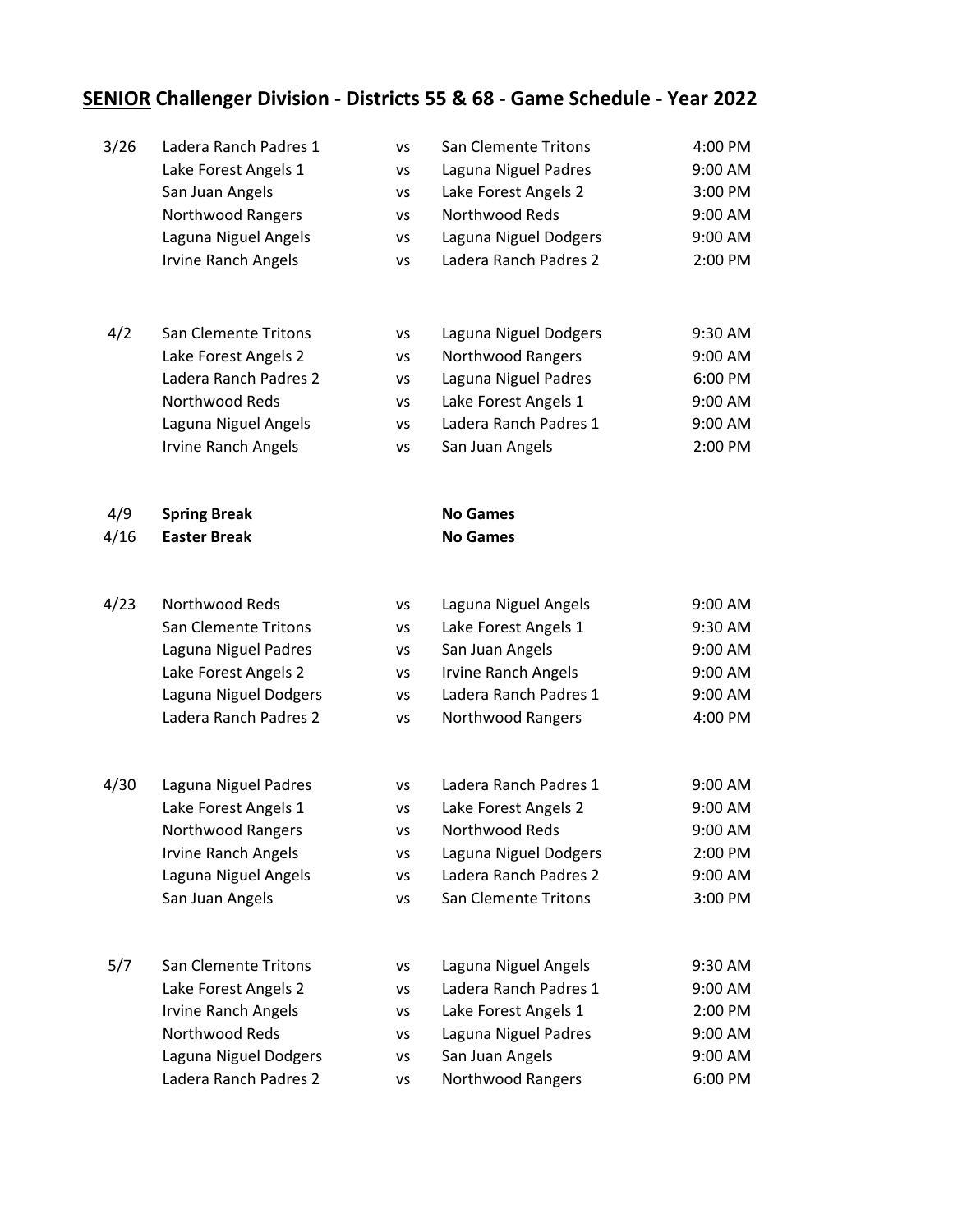## <u>SENIOR</u> Challenger Division - Districts 55 & 68 - Game Schedule - Year 2022

| Date | Team | | Team | Time |
|---|---|---|---|---|
| 3/26 | Ladera Ranch Padres 1 | vs | San Clemente Tritons | 4:00 PM |
| | Lake Forest Angels 1 | vs | Laguna Niguel Padres | 9:00 AM |
| | San Juan Angels | vs | Lake Forest Angels 2 | 3:00 PM |
| | Northwood Rangers | vs | Northwood Reds | 9:00 AM |
| | Laguna Niguel Angels | vs | Laguna Niguel Dodgers | 9:00 AM |
| | Irvine Ranch Angels | vs | Ladera Ranch Padres 2 | 2:00 PM |
| | | | | |
| 4/2 | San Clemente Tritons | vs | Laguna Niguel Dodgers | 9:30 AM |
| | Lake Forest Angels 2 | vs | Northwood Rangers | 9:00 AM |
| | Ladera Ranch Padres 2 | vs | Laguna Niguel Padres | 6:00 PM |
| | Northwood Reds | vs | Lake Forest Angels 1 | 9:00 AM |
| | Laguna Niguel Angels | vs | Ladera Ranch Padres 1 | 9:00 AM |
| | Irvine Ranch Angels | vs | San Juan Angels | 2:00 PM |
| | | | | |
| 4/9 | **Spring Break** | | **No Games** | |
| 4/16 | **Easter Break** | | **No Games** | |
| | | | | |
| 4/23 | Northwood Reds | vs | Laguna Niguel Angels | 9:00 AM |
| | San Clemente Tritons | vs | Lake Forest Angels 1 | 9:30 AM |
| | Laguna Niguel Padres | vs | San Juan Angels | 9:00 AM |
| | Lake Forest Angels 2 | vs | Irvine Ranch Angels | 9:00 AM |
| | Laguna Niguel Dodgers | vs | Ladera Ranch Padres 1 | 9:00 AM |
| | Ladera Ranch Padres 2 | vs | Northwood Rangers | 4:00 PM |
| | | | | |
| 4/30 | Laguna Niguel Padres | vs | Ladera Ranch Padres 1 | 9:00 AM |
| | Lake Forest Angels 1 | vs | Lake Forest Angels 2 | 9:00 AM |
| | Northwood Rangers | vs | Northwood Reds | 9:00 AM |
| | Irvine Ranch Angels | vs | Laguna Niguel Dodgers | 2:00 PM |
| | Laguna Niguel Angels | vs | Ladera Ranch Padres 2 | 9:00 AM |
| | San Juan Angels | vs | San Clemente Tritons | 3:00 PM |
| | | | | |
| 5/7 | San Clemente Tritons | vs | Laguna Niguel Angels | 9:30 AM |
| | Lake Forest Angels 2 | vs | Ladera Ranch Padres 1 | 9:00 AM |
| | Irvine Ranch Angels | vs | Lake Forest Angels 1 | 2:00 PM |
| | Northwood Reds | vs | Laguna Niguel Padres | 9:00 AM |
| | Laguna Niguel Dodgers | vs | San Juan Angels | 9:00 AM |
| | Ladera Ranch Padres 2 | vs | Northwood Rangers | 6:00 PM |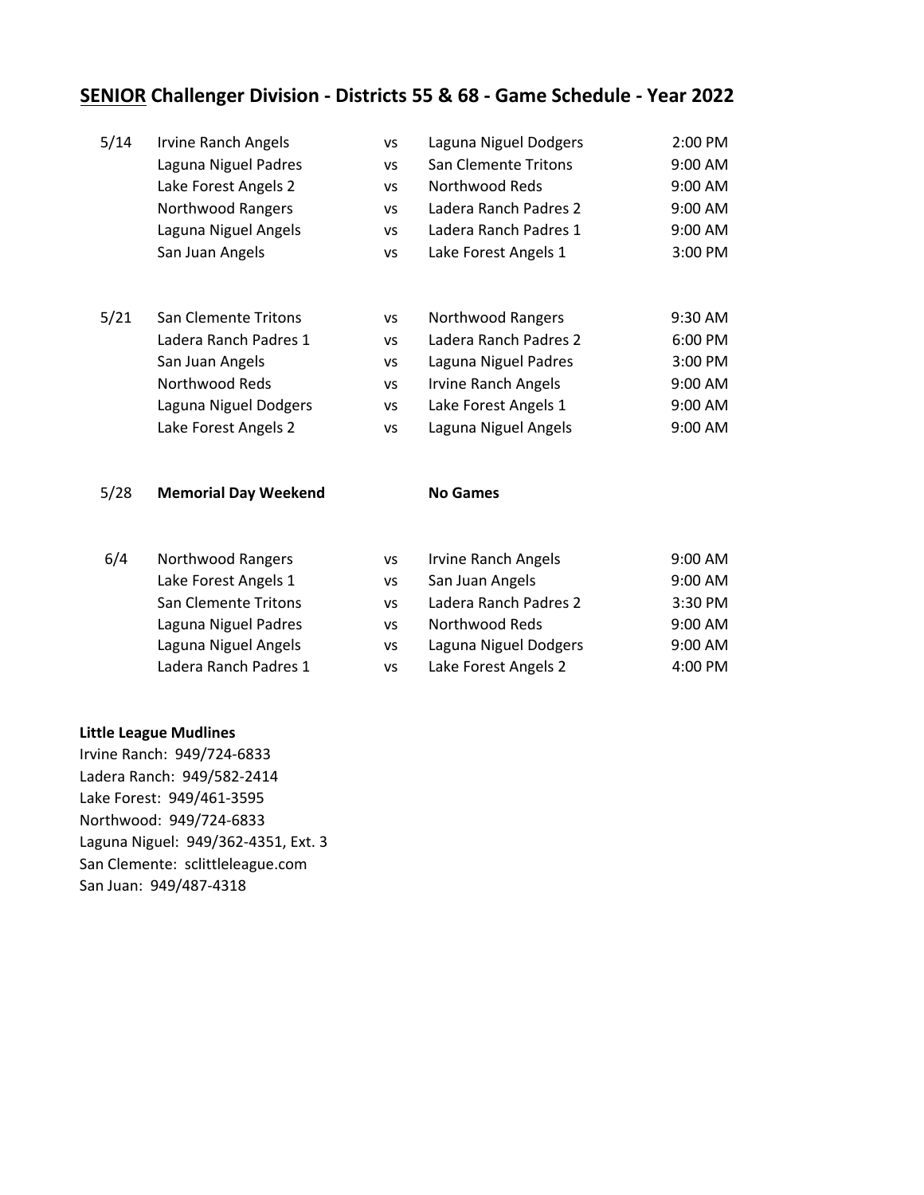## **<u>SENIOR</u> Challenger Division - Districts 55 & 68 - Game Schedule - Year 2022**

| | | | | |
|---|---|---|---|---|
| 5/14 | Irvine Ranch Angels | vs | Laguna Niguel Dodgers | 2:00 PM |
| | Laguna Niguel Padres | vs | San Clemente Tritons | 9:00 AM |
| | Lake Forest Angels 2 | vs | Northwood Reds | 9:00 AM |
| | Northwood Rangers | vs | Ladera Ranch Padres 2 | 9:00 AM |
| | Laguna Niguel Angels | vs | Ladera Ranch Padres 1 | 9:00 AM |
| | San Juan Angels | vs | Lake Forest Angels 1 | 3:00 PM |
| | | | | |
| 5/21 | San Clemente Tritons | vs | Northwood Rangers | 9:30 AM |
| | Ladera Ranch Padres 1 | vs | Ladera Ranch Padres 2 | 6:00 PM |
| | San Juan Angels | vs | Laguna Niguel Padres | 3:00 PM |
| | Northwood Reds | vs | Irvine Ranch Angels | 9:00 AM |
| | Laguna Niguel Dodgers | vs | Lake Forest Angels 1 | 9:00 AM |
| | Lake Forest Angels 2 | vs | Laguna Niguel Angels | 9:00 AM |
| | | | | |
| 5/28 | **Memorial Day Weekend** | | **No Games** | |
| | | | | |
| 6/4 | Northwood Rangers | vs | Irvine Ranch Angels | 9:00 AM |
| | Lake Forest Angels 1 | vs | San Juan Angels | 9:00 AM |
| | San Clemente Tritons | vs | Ladera Ranch Padres 2 | 3:30 PM |
| | Laguna Niguel Padres | vs | Northwood Reds | 9:00 AM |
| | Laguna Niguel Angels | vs | Laguna Niguel Dodgers | 9:00 AM |
| | Ladera Ranch Padres 1 | vs | Lake Forest Angels 2 | 4:00 PM |

**Little League Mudlines**

Irvine Ranch: 949/724-6833
Ladera Ranch: 949/582-2414
Lake Forest: 949/461-3595
Northwood: 949/724-6833
Laguna Niguel: 949/362-4351, Ext. 3
San Clemente: sclittleleague.com
San Juan: 949/487-4318